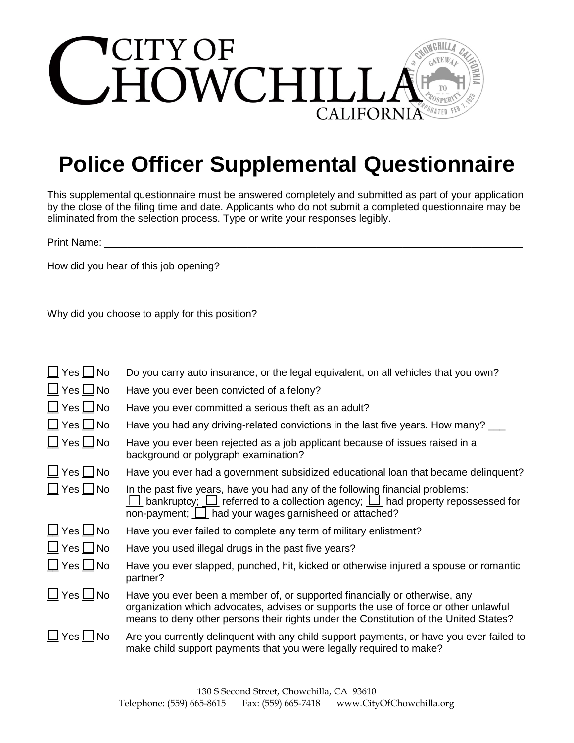# CITY OF CHOWCHILLA CALIFORNIA

# Police Officer Supplemental Questionnaire

This supplemental questionnaire must be answered completely and submitted as part of your application by the close of the filing time and date. Applicants who do not submit a completed questionnaire may be eliminated from the selection process. Type or write your responses legibly.

Print Name: ___________________________________________________________________________

How did you hear of this job opening?

Why did you choose to apply for this position?

☐ Yes ☐ No — Do you carry auto insurance, or the legal equivalent, on all vehicles that you own?

☐ Yes ☐ No — Have you ever been convicted of a felony?

☐ Yes ☐ No — Have you ever committed a serious theft as an adult?

☐ Yes ☐ No — Have you had any driving-related convictions in the last five years. How many? ___

☐ Yes ☐ No — Have you ever been rejected as a job applicant because of issues raised in a background or polygraph examination?

☐ Yes ☐ No — Have you ever had a government subsidized educational loan that became delinquent?

☐ Yes ☐ No — In the past five years, have you had any of the following financial problems: ☐ bankruptcy; ☐ referred to a collection agency; ☐ had property repossessed for non-payment; ☐ had your wages garnisheed or attached?

☐ Yes ☐ No — Have you ever failed to complete any term of military enlistment?

☐ Yes ☐ No — Have you used illegal drugs in the past five years?

☐ Yes ☐ No — Have you ever slapped, punched, hit, kicked or otherwise injured a spouse or romantic partner?

☐ Yes ☐ No — Have you ever been a member of, or supported financially or otherwise, any organization which advocates, advises or supports the use of force or other unlawful means to deny other persons their rights under the Constitution of the United States?

☐ Yes ☐ No — Are you currently delinquent with any child support payments, or have you ever failed to make child support payments that you were legally required to make?

130 S Second Street, Chowchilla, CA 93610
Telephone: (559) 665-8615 Fax: (559) 665-7418 www.CityOfChowchilla.org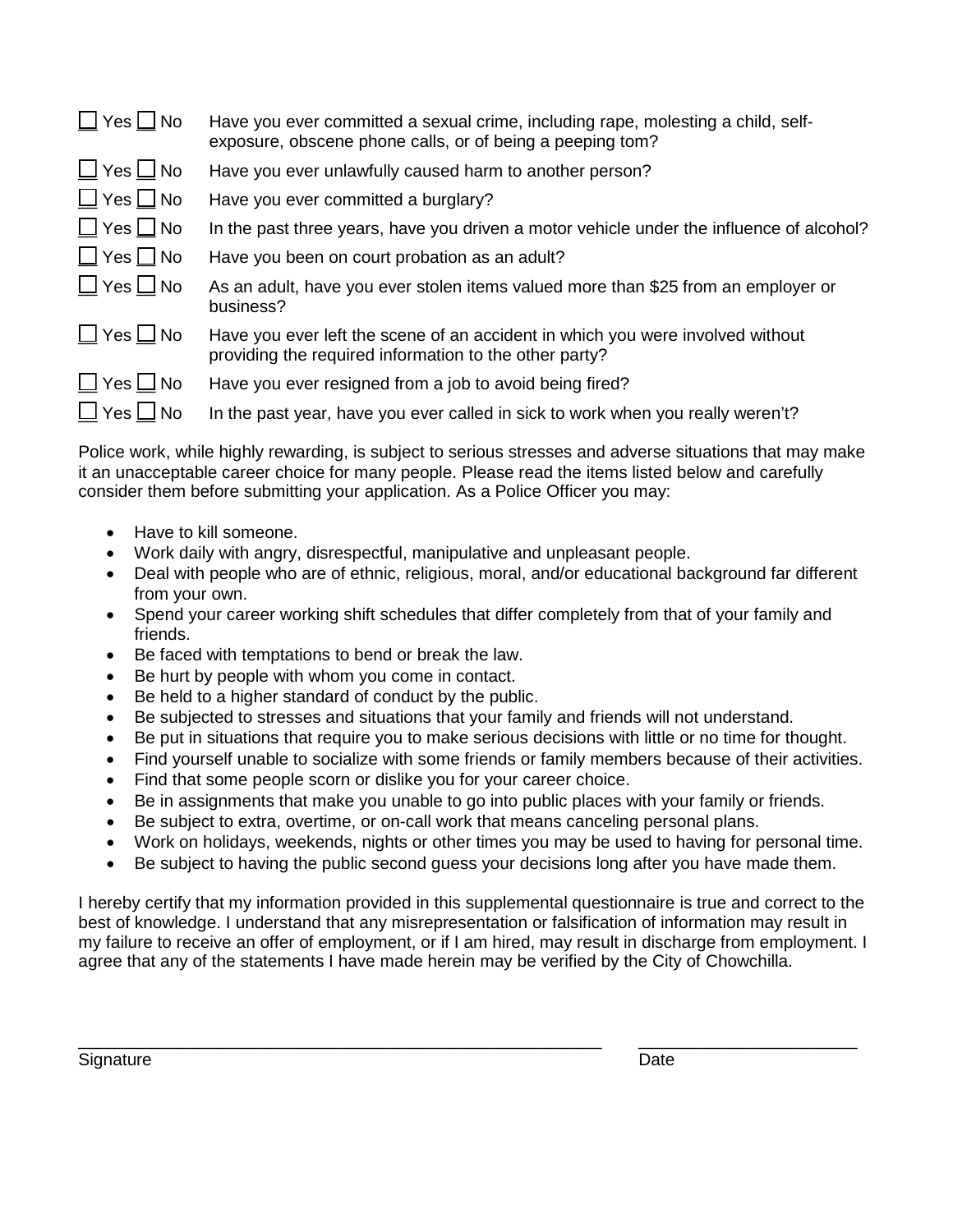☐ Yes ☐ No Have you ever committed a sexual crime, including rape, molesting a child, self-exposure, obscene phone calls, or of being a peeping tom?

☐ Yes ☐ No Have you ever unlawfully caused harm to another person?

☐ Yes ☐ No Have you ever committed a burglary?

☐ Yes ☐ No In the past three years, have you driven a motor vehicle under the influence of alcohol?

☐ Yes ☐ No Have you been on court probation as an adult?

☐ Yes ☐ No As an adult, have you ever stolen items valued more than $25 from an employer or business?

☐ Yes ☐ No Have you ever left the scene of an accident in which you were involved without providing the required information to the other party?

☐ Yes ☐ No Have you ever resigned from a job to avoid being fired?

☐ Yes ☐ No In the past year, have you ever called in sick to work when you really weren't?

Police work, while highly rewarding, is subject to serious stresses and adverse situations that may make it an unacceptable career choice for many people. Please read the items listed below and carefully consider them before submitting your application. As a Police Officer you may:

- Have to kill someone.
- Work daily with angry, disrespectful, manipulative and unpleasant people.
- Deal with people who are of ethnic, religious, moral, and/or educational background far different from your own.
- Spend your career working shift schedules that differ completely from that of your family and friends.
- Be faced with temptations to bend or break the law.
- Be hurt by people with whom you come in contact.
- Be held to a higher standard of conduct by the public.
- Be subjected to stresses and situations that your family and friends will not understand.
- Be put in situations that require you to make serious decisions with little or no time for thought.
- Find yourself unable to socialize with some friends or family members because of their activities.
- Find that some people scorn or dislike you for your career choice.
- Be in assignments that make you unable to go into public places with your family or friends.
- Be subject to extra, overtime, or on-call work that means canceling personal plans.
- Work on holidays, weekends, nights or other times you may be used to having for personal time.
- Be subject to having the public second guess your decisions long after you have made them.

I hereby certify that my information provided in this supplemental questionnaire is true and correct to the best of knowledge. I understand that any misrepresentation or falsification of information may result in my failure to receive an offer of employment, or if I am hired, may result in discharge from employment. I agree that any of the statements I have made herein may be verified by the City of Chowchilla.

\_\_\_\_\_\_\_\_\_\_\_\_\_\_\_\_\_\_\_\_\_\_\_\_\_\_\_\_\_\_\_\_\_\_\_\_\_\_\_\_ \_\_\_\_\_\_\_\_\_\_\_\_\_\_\_\_\_\_\_\_

Signature Date